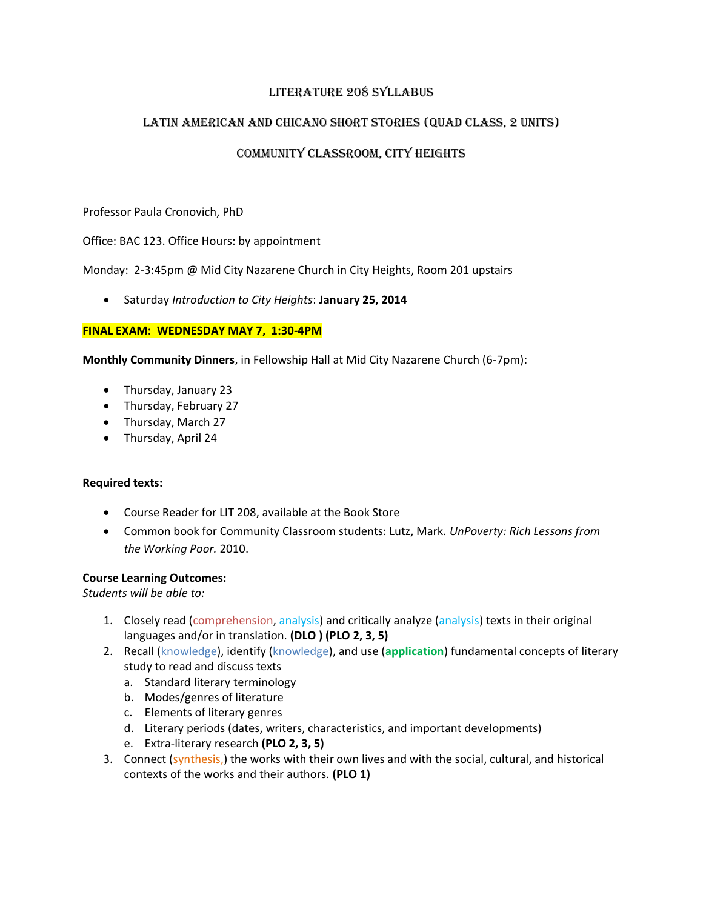# Literature 208 Syllabus

## Latin American and Chicano Short Stories (Quad Class, 2 units)

## Community Classroom, City Heights

Professor Paula Cronovich, PhD

Office: BAC 123. Office Hours: by appointment

Monday: 2-3:45pm @ Mid City Nazarene Church in City Heights, Room 201 upstairs

- Saturday *Introduction to City Heights*: **January 25, 2014**

**FINAL EXAM: WEDNESDAY MAY 7, 1:30-4PM**

**Monthly Community Dinners**, in Fellowship Hall at Mid City Nazarene Church (6-7pm):

- Thursday, January 23
- Thursday, February 27
- Thursday, March 27
- Thursday, April 24

**Required texts:**

- Course Reader for LIT 208, available at the Book Store
- Common book for Community Classroom students: Lutz, Mark. *UnPoverty: Rich Lessons from the Working Poor.* 2010.

**Course Learning Outcomes:**
*Students will be able to:*

1. Closely read (comprehension, analysis) and critically analyze (analysis) texts in their original languages and/or in translation. **(DLO ) (PLO 2, 3, 5)**
2. Recall (knowledge), identify (knowledge), and use (**application**) fundamental concepts of literary study to read and discuss texts
   a. Standard literary terminology
   b. Modes/genres of literature
   c. Elements of literary genres
   d. Literary periods (dates, writers, characteristics, and important developments)
   e. Extra-literary research **(PLO 2, 3, 5)**
3. Connect (synthesis,) the works with their own lives and with the social, cultural, and historical contexts of the works and their authors. **(PLO 1)**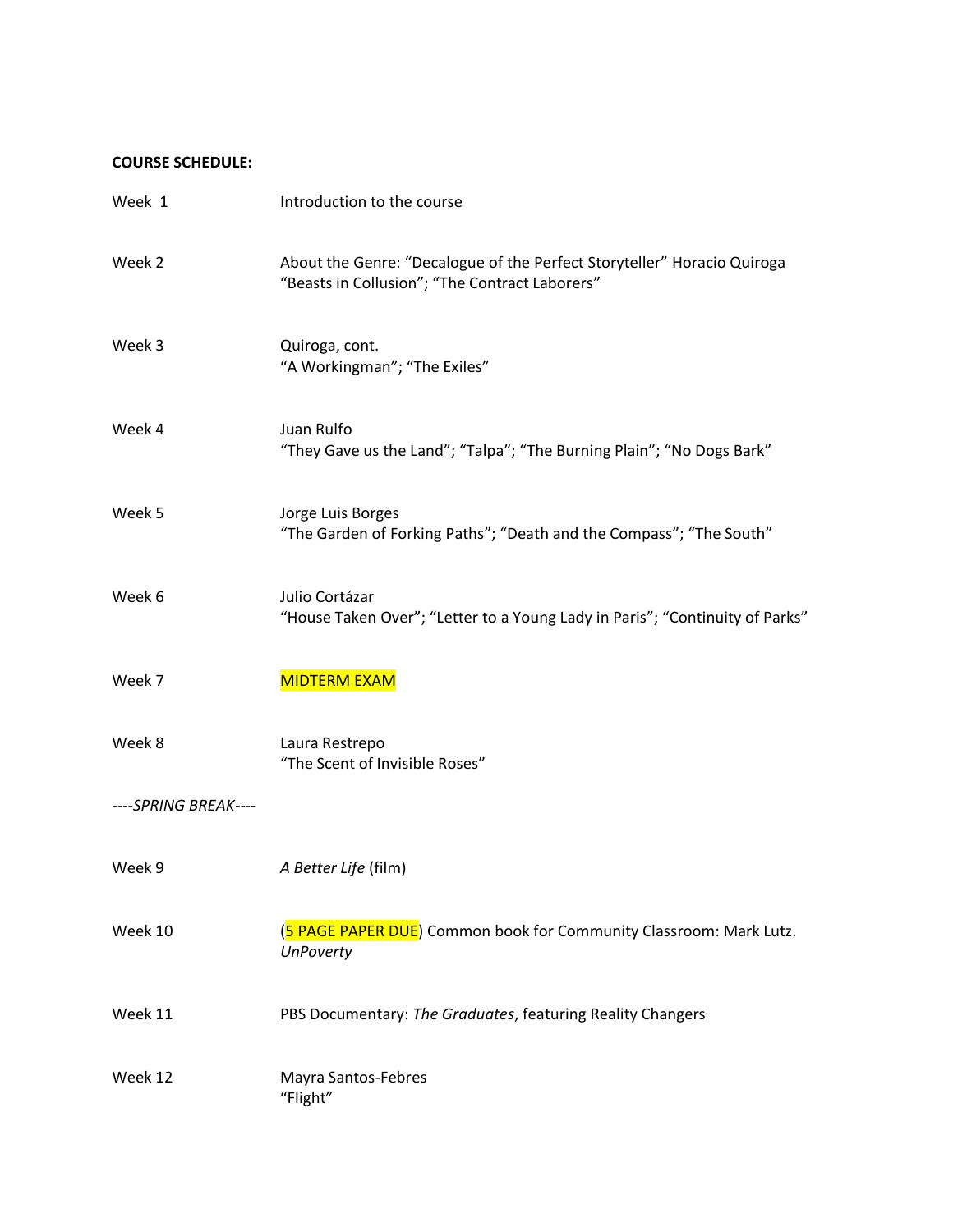**COURSE SCHEDULE:**

| | |
|---|---|
| Week 1 | Introduction to the course |
| Week 2 | About the Genre: "Decalogue of the Perfect Storyteller" Horacio Quiroga<br>"Beasts in Collusion"; "The Contract Laborers" |
| Week 3 | Quiroga, cont.<br>"A Workingman"; "The Exiles" |
| Week 4 | Juan Rulfo<br>"They Gave us the Land"; "Talpa"; "The Burning Plain"; "No Dogs Bark" |
| Week 5 | Jorge Luis Borges<br>"The Garden of Forking Paths"; "Death and the Compass"; "The South" |
| Week 6 | Julio Cortázar<br>"House Taken Over"; "Letter to a Young Lady in Paris"; "Continuity of Parks" |
| Week 7 | MIDTERM EXAM |
| Week 8 | Laura Restrepo<br>"The Scent of Invisible Roses" |
| ----*SPRING BREAK*---- | |
| Week 9 | *A Better Life* (film) |
| Week 10 | (5 PAGE PAPER DUE) Common book for Community Classroom: Mark Lutz. *UnPoverty* |
| Week 11 | PBS Documentary: *The Graduates*, featuring Reality Changers |
| Week 12 | Mayra Santos-Febres<br>"Flight" |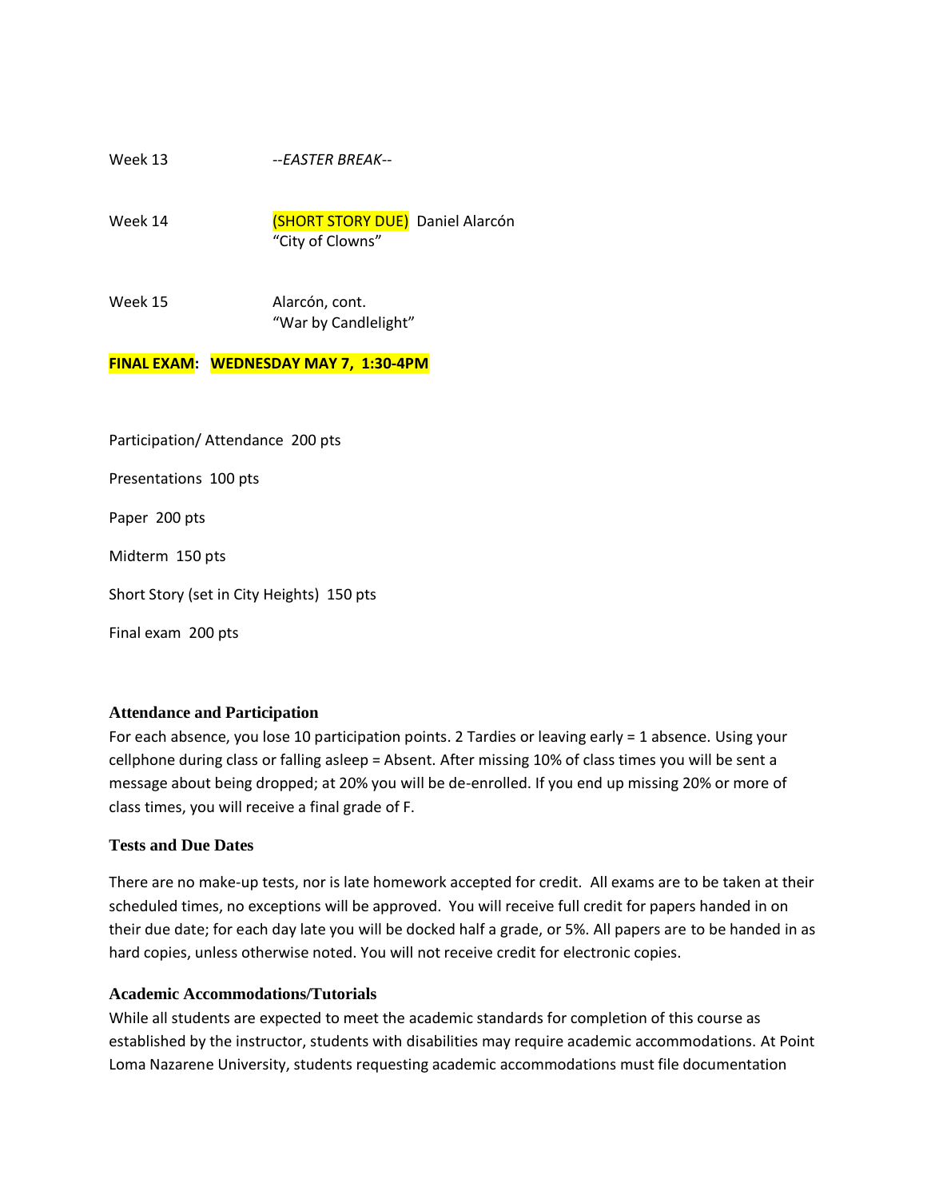Week 13 --*EASTER BREAK*--

Week 14 (SHORT STORY DUE) Daniel Alarcón
"City of Clowns"

Week 15 Alarcón, cont.
"War by Candlelight"

**FINAL EXAM: WEDNESDAY MAY 7, 1:30-4PM**

Participation/ Attendance 200 pts

Presentations 100 pts

Paper 200 pts

Midterm 150 pts

Short Story (set in City Heights) 150 pts

Final exam 200 pts

### Attendance and Participation

For each absence, you lose 10 participation points. 2 Tardies or leaving early = 1 absence. Using your cellphone during class or falling asleep = Absent. After missing 10% of class times you will be sent a message about being dropped; at 20% you will be de-enrolled. If you end up missing 20% or more of class times, you will receive a final grade of F.

### Tests and Due Dates

There are no make-up tests, nor is late homework accepted for credit. All exams are to be taken at their scheduled times, no exceptions will be approved. You will receive full credit for papers handed in on their due date; for each day late you will be docked half a grade, or 5%. All papers are to be handed in as hard copies, unless otherwise noted. You will not receive credit for electronic copies.

### Academic Accommodations/Tutorials

While all students are expected to meet the academic standards for completion of this course as established by the instructor, students with disabilities may require academic accommodations. At Point Loma Nazarene University, students requesting academic accommodations must file documentation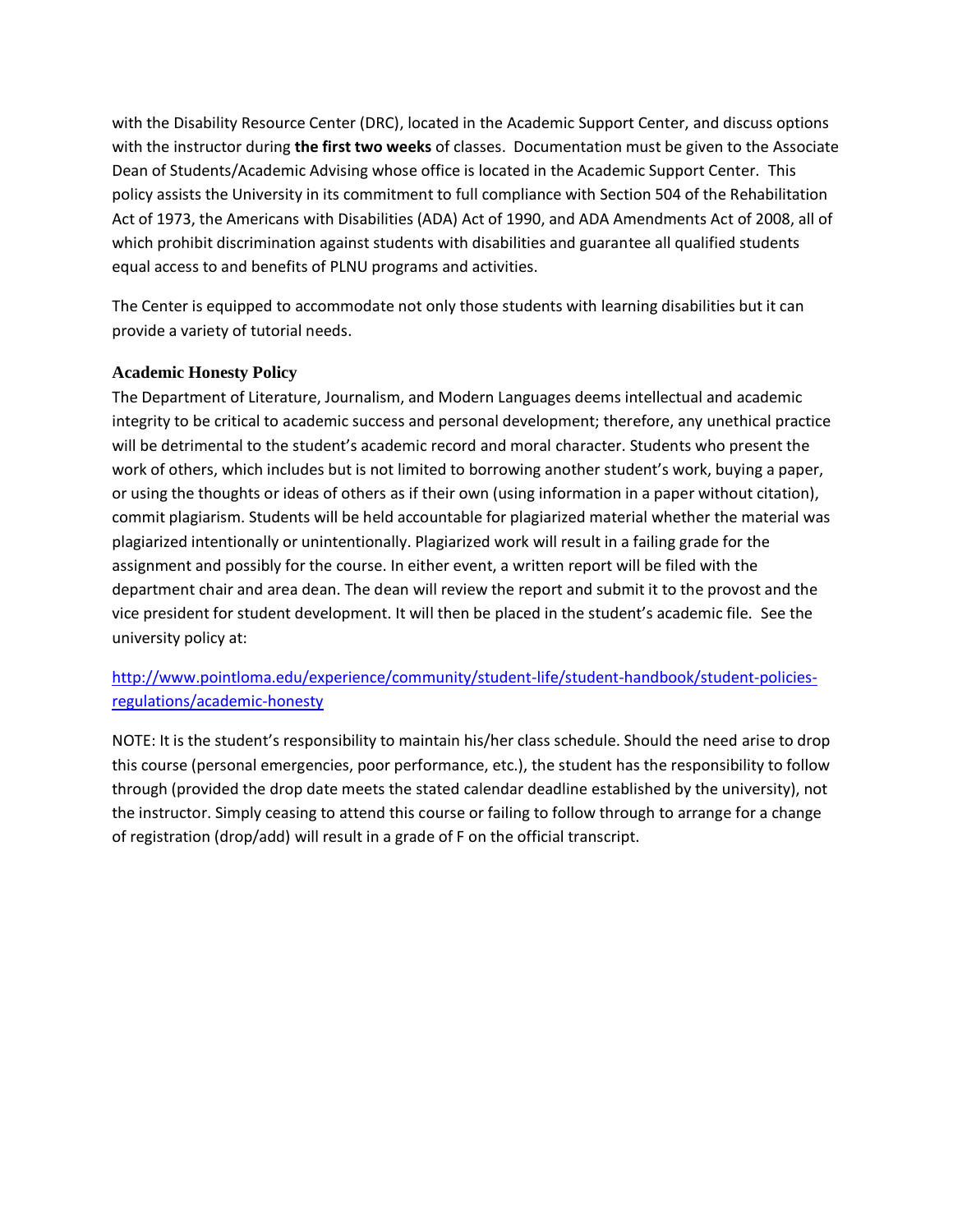with the Disability Resource Center (DRC), located in the Academic Support Center, and discuss options with the instructor during **the first two weeks** of classes. Documentation must be given to the Associate Dean of Students/Academic Advising whose office is located in the Academic Support Center. This policy assists the University in its commitment to full compliance with Section 504 of the Rehabilitation Act of 1973, the Americans with Disabilities (ADA) Act of 1990, and ADA Amendments Act of 2008, all of which prohibit discrimination against students with disabilities and guarantee all qualified students equal access to and benefits of PLNU programs and activities.

The Center is equipped to accommodate not only those students with learning disabilities but it can provide a variety of tutorial needs.

### Academic Honesty Policy

The Department of Literature, Journalism, and Modern Languages deems intellectual and academic integrity to be critical to academic success and personal development; therefore, any unethical practice will be detrimental to the student's academic record and moral character. Students who present the work of others, which includes but is not limited to borrowing another student's work, buying a paper, or using the thoughts or ideas of others as if their own (using information in a paper without citation), commit plagiarism. Students will be held accountable for plagiarized material whether the material was plagiarized intentionally or unintentionally. Plagiarized work will result in a failing grade for the assignment and possibly for the course. In either event, a written report will be filed with the department chair and area dean. The dean will review the report and submit it to the provost and the vice president for student development. It will then be placed in the student's academic file. See the university policy at:

[http://www.pointloma.edu/experience/community/student-life/student-handbook/student-policies-regulations/academic-honesty](http://www.pointloma.edu/experience/community/student-life/student-handbook/student-policies-regulations/academic-honesty)

NOTE: It is the student's responsibility to maintain his/her class schedule. Should the need arise to drop this course (personal emergencies, poor performance, etc.), the student has the responsibility to follow through (provided the drop date meets the stated calendar deadline established by the university), not the instructor. Simply ceasing to attend this course or failing to follow through to arrange for a change of registration (drop/add) will result in a grade of F on the official transcript.